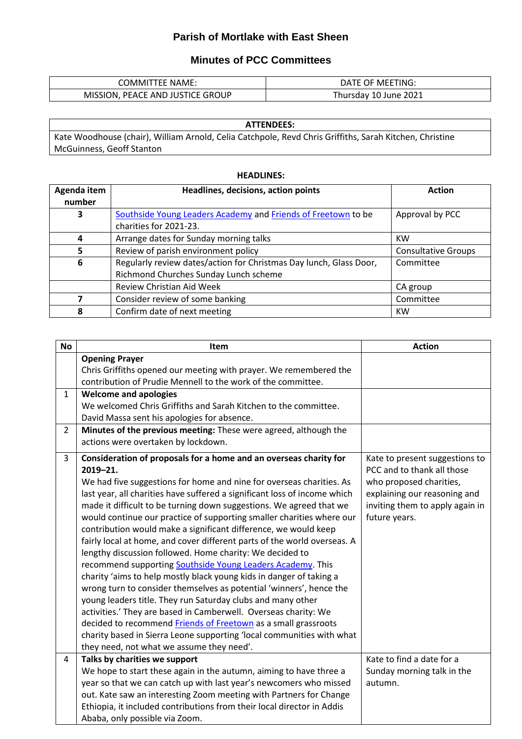# Parish of Mortlake with East Sheen

## Minutes of PCC Committees

| COMMITTEE NAME: | DATE OF MEETING: |
| --- | --- |
| MISSION, PEACE AND JUSTICE GROUP | Thursday 10 June 2021 |

| ATTENDEES: |
| --- |
| Kate Woodhouse (chair), William Arnold, Celia Catchpole, Revd Chris Griffiths, Sarah Kitchen, Christine McGuinness, Geoff Stanton |

**HEADLINES:**

| Agenda item number | Headlines, decisions, action points | Action |
| --- | --- | --- |
| 3 | Southside Young Leaders Academy and Friends of Freetown to be charities for 2021-23. | Approval by PCC |
| 4 | Arrange dates for Sunday morning talks | KW |
| 5 | Review of parish environment policy | Consultative Groups |
| 6 | Regularly review dates/action for Christmas Day lunch, Glass Door, Richmond Churches Sunday Lunch scheme | Committee |
| | Review Christian Aid Week | CA group |
| 7 | Consider review of some banking | Committee |
| 8 | Confirm date of next meeting | KW |

| No | Item | Action |
| --- | --- | --- |
| | **Opening Prayer**<br>Chris Griffiths opened our meeting with prayer. We remembered the contribution of Prudie Mennell to the work of the committee. | |
| 1 | **Welcome and apologies**<br>We welcomed Chris Griffiths and Sarah Kitchen to the committee. David Massa sent his apologies for absence. | |
| 2 | **Minutes of the previous meeting:** These were agreed, although the actions were overtaken by lockdown. | |
| 3 | **Consideration of proposals for a home and an overseas charity for 2019–21.**<br>We had five suggestions for home and nine for overseas charities. As last year, all charities have suffered a significant loss of income which made it difficult to be turning down suggestions. We agreed that we would continue our practice of supporting smaller charities where our contribution would make a significant difference, we would keep fairly local at home, and cover different parts of the world overseas. A lengthy discussion followed. Home charity: We decided to recommend supporting Southside Young Leaders Academy. This charity 'aims to help mostly black young kids in danger of taking a wrong turn to consider themselves as potential 'winners', hence the young leaders title. They run Saturday clubs and many other activities.' They are based in Camberwell. Overseas charity: We decided to recommend Friends of Freetown as a small grassroots charity based in Sierra Leone supporting 'local communities with what they need, not what we assume they need'. | Kate to present suggestions to PCC and to thank all those who proposed charities, explaining our reasoning and inviting them to apply again in future years. |
| 4 | **Talks by charities we support**<br>We hope to start these again in the autumn, aiming to have three a year so that we can catch up with last year's newcomers who missed out. Kate saw an interesting Zoom meeting with Partners for Change Ethiopia, it included contributions from their local director in Addis Ababa, only possible via Zoom. | Kate to find a date for a Sunday morning talk in the autumn. |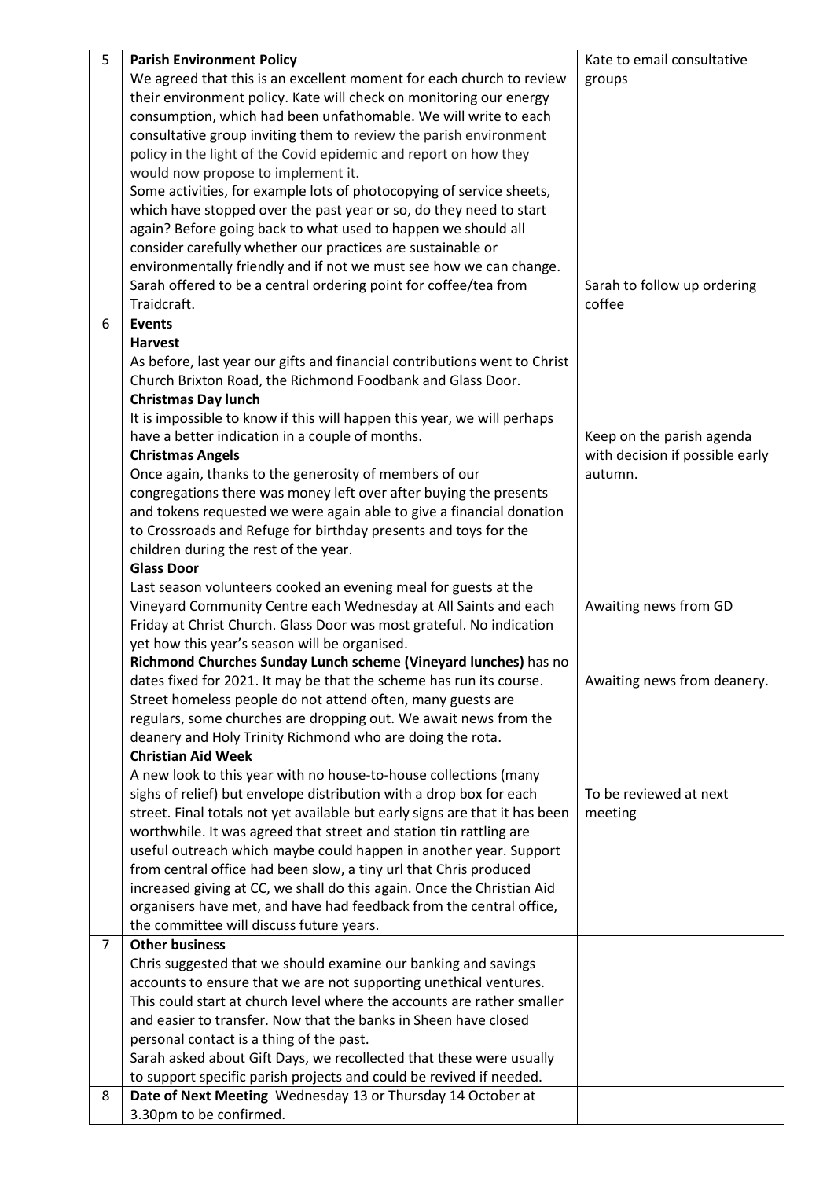| | | |
|---|---|---|
| 5 | **Parish Environment Policy**<br>We agreed that this is an excellent moment for each church to review their environment policy. Kate will check on monitoring our energy consumption, which had been unfathomable. We will write to each consultative group inviting them to review the parish environment policy in the light of the Covid epidemic and report on how they would now propose to implement it.<br>Some activities, for example lots of photocopying of service sheets, which have stopped over the past year or so, do they need to start again? Before going back to what used to happen we should all consider carefully whether our practices are sustainable or environmentally friendly and if not we must see how we can change.<br>Sarah offered to be a central ordering point for coffee/tea from Traidcraft. | Kate to email consultative groups<br><br>Sarah to follow up ordering coffee |
| 6 | **Events**<br>**Harvest**<br>As before, last year our gifts and financial contributions went to Christ Church Brixton Road, the Richmond Foodbank and Glass Door.<br>**Christmas Day lunch**<br>It is impossible to know if this will happen this year, we will perhaps have a better indication in a couple of months.<br>**Christmas Angels**<br>Once again, thanks to the generosity of members of our congregations there was money left over after buying the presents and tokens requested we were again able to give a financial donation to Crossroads and Refuge for birthday presents and toys for the children during the rest of the year.<br>**Glass Door**<br>Last season volunteers cooked an evening meal for guests at the Vineyard Community Centre each Wednesday at All Saints and each Friday at Christ Church. Glass Door was most grateful. No indication yet how this year's season will be organised.<br>**Richmond Churches Sunday Lunch scheme (Vineyard lunches)** has no dates fixed for 2021. It may be that the scheme has run its course. Street homeless people do not attend often, many guests are regulars, some churches are dropping out. We await news from the deanery and Holy Trinity Richmond who are doing the rota.<br>**Christian Aid Week**<br>A new look to this year with no house-to-house collections (many sighs of relief) but envelope distribution with a drop box for each street. Final totals not yet available but early signs are that it has been worthwhile. It was agreed that street and station tin rattling are useful outreach which maybe could happen in another year. Support from central office had been slow, a tiny url that Chris produced increased giving at CC, we shall do this again. Once the Christian Aid organisers have met, and have had feedback from the central office, the committee will discuss future years. | Keep on the parish agenda with decision if possible early autumn.<br><br>Awaiting news from GD<br><br>Awaiting news from deanery.<br><br>To be reviewed at next meeting |
| 7 | **Other business**<br>Chris suggested that we should examine our banking and savings accounts to ensure that we are not supporting unethical ventures. This could start at church level where the accounts are rather smaller and easier to transfer. Now that the banks in Sheen have closed personal contact is a thing of the past.<br>Sarah asked about Gift Days, we recollected that these were usually to support specific parish projects and could be revived if needed. | |
| 8 | **Date of Next Meeting** Wednesday 13 or Thursday 14 October at 3.30pm to be confirmed. | |